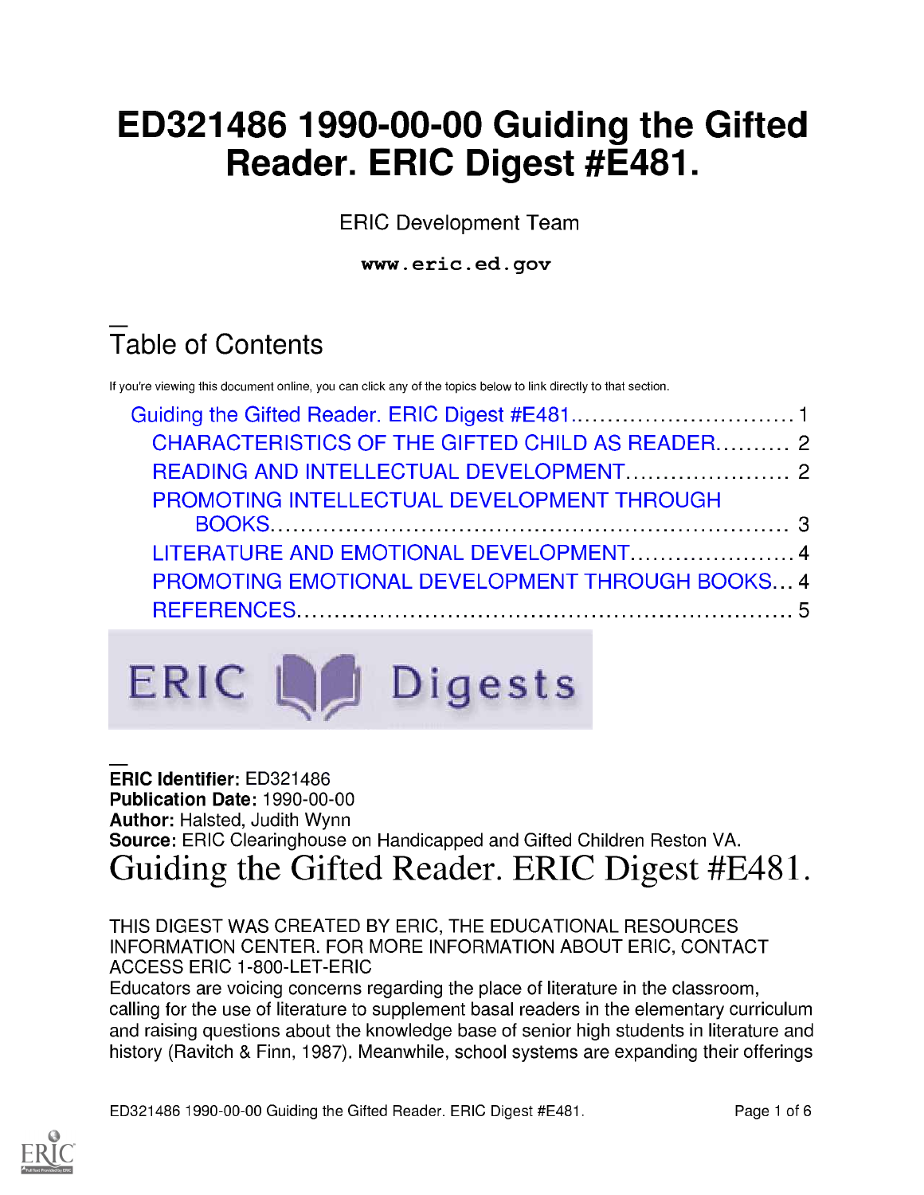# ED321486 1990-00-00 Guiding the Gifted Reader. ERIC Digest #E481.

ERIC Development Team

**www.eric.ed.gov**

## Table of Contents

If you're viewing this document online, you can click any of the topics below to link directly to that section.

- Guiding the Gifted Reader. ERIC Digest #E481.............................. 1
  - CHARACTERISTICS OF THE GIFTED CHILD AS READER.......... 2
  - READING AND INTELLECTUAL DEVELOPMENT...................... 2
  - PROMOTING INTELLECTUAL DEVELOPMENT THROUGH BOOKS.................................................................... 3
  - LITERATURE AND EMOTIONAL DEVELOPMENT...................... 4
  - PROMOTING EMOTIONAL DEVELOPMENT THROUGH BOOKS... 4
  - REFERENCES................................................................ 5

ERIC Digests

**ERIC Identifier:** ED321486
**Publication Date:** 1990-00-00
**Author:** Halsted, Judith Wynn
**Source:** ERIC Clearinghouse on Handicapped and Gifted Children Reston VA.

# Guiding the Gifted Reader. ERIC Digest #E481.

THIS DIGEST WAS CREATED BY ERIC, THE EDUCATIONAL RESOURCES INFORMATION CENTER. FOR MORE INFORMATION ABOUT ERIC, CONTACT ACCESS ERIC 1-800-LET-ERIC

Educators are voicing concerns regarding the place of literature in the classroom, calling for the use of literature to supplement basal readers in the elementary curriculum and raising questions about the knowledge base of senior high students in literature and history (Ravitch & Finn, 1987). Meanwhile, school systems are expanding their offerings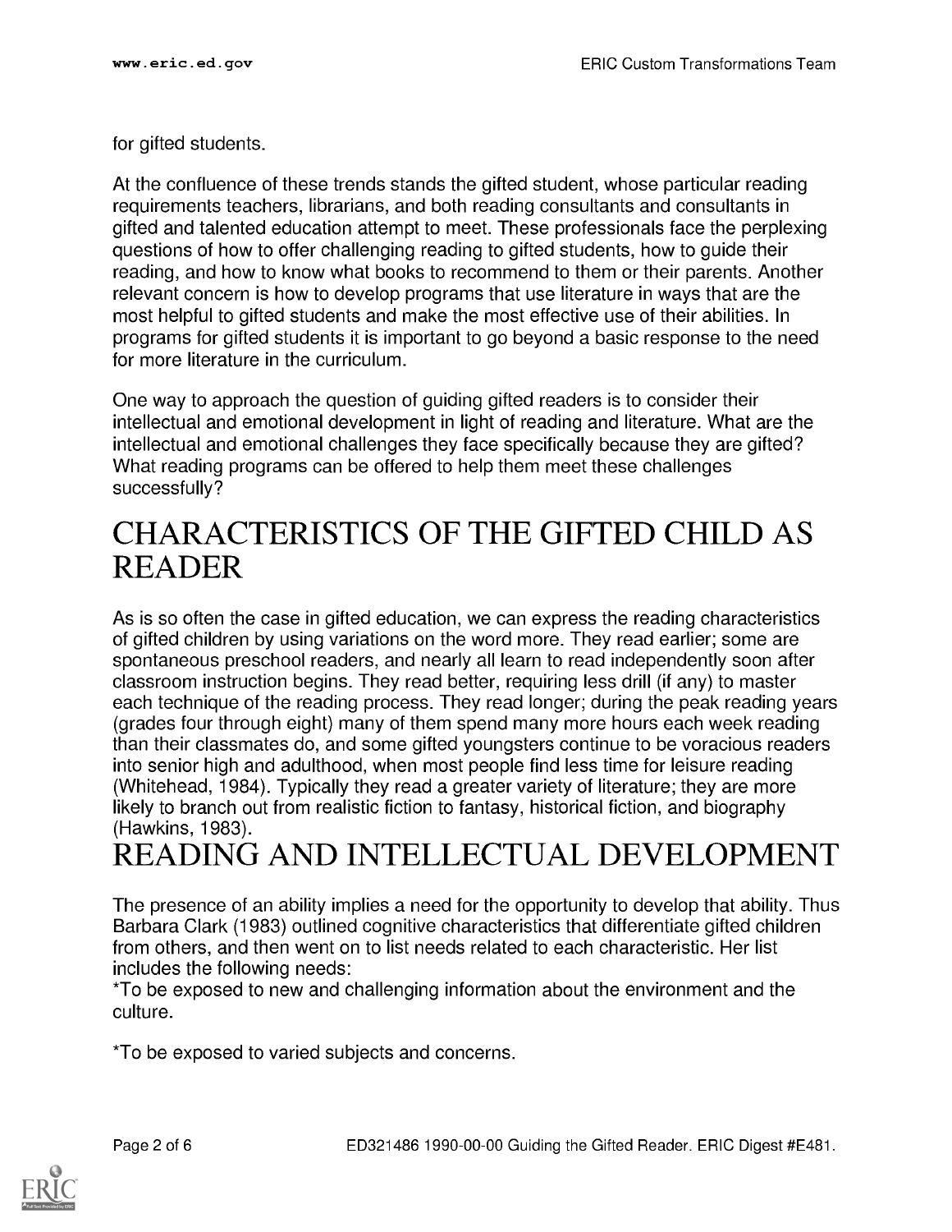for gifted students.

At the confluence of these trends stands the gifted student, whose particular reading requirements teachers, librarians, and both reading consultants and consultants in gifted and talented education attempt to meet. These professionals face the perplexing questions of how to offer challenging reading to gifted students, how to guide their reading, and how to know what books to recommend to them or their parents. Another relevant concern is how to develop programs that use literature in ways that are the most helpful to gifted students and make the most effective use of their abilities. In programs for gifted students it is important to go beyond a basic response to the need for more literature in the curriculum.

One way to approach the question of guiding gifted readers is to consider their intellectual and emotional development in light of reading and literature. What are the intellectual and emotional challenges they face specifically because they are gifted? What reading programs can be offered to help them meet these challenges successfully?

# CHARACTERISTICS OF THE GIFTED CHILD AS READER

As is so often the case in gifted education, we can express the reading characteristics of gifted children by using variations on the word more. They read earlier; some are spontaneous preschool readers, and nearly all learn to read independently soon after classroom instruction begins. They read better, requiring less drill (if any) to master each technique of the reading process. They read longer; during the peak reading years (grades four through eight) many of them spend many more hours each week reading than their classmates do, and some gifted youngsters continue to be voracious readers into senior high and adulthood, when most people find less time for leisure reading (Whitehead, 1984). Typically they read a greater variety of literature; they are more likely to branch out from realistic fiction to fantasy, historical fiction, and biography (Hawkins, 1983).

# READING AND INTELLECTUAL DEVELOPMENT

The presence of an ability implies a need for the opportunity to develop that ability. Thus Barbara Clark (1983) outlined cognitive characteristics that differentiate gifted children from others, and then went on to list needs related to each characteristic. Her list includes the following needs:

*To be exposed to new and challenging information about the environment and the culture.

*To be exposed to varied subjects and concerns.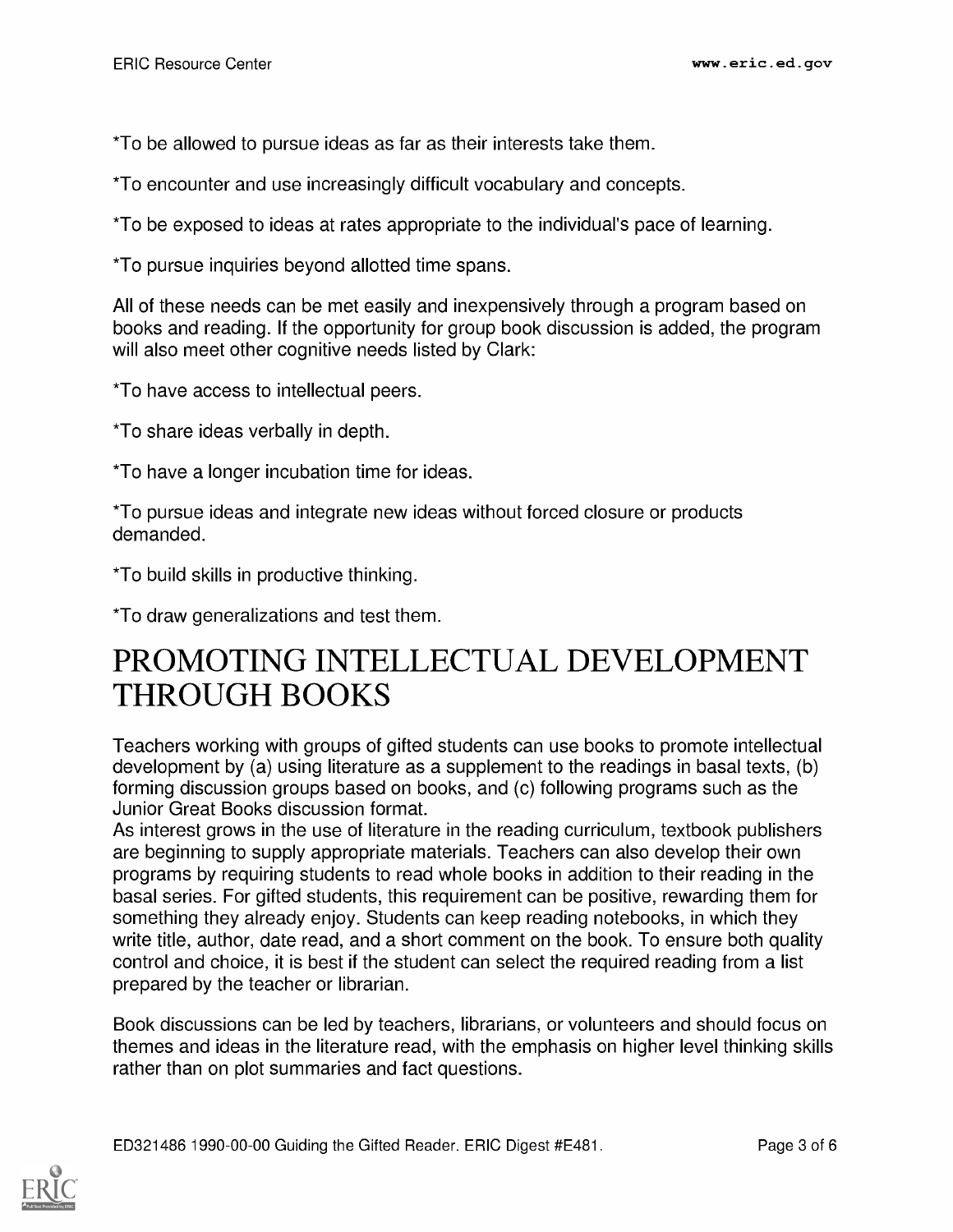*To be allowed to pursue ideas as far as their interests take them.

*To encounter and use increasingly difficult vocabulary and concepts.

*To be exposed to ideas at rates appropriate to the individual's pace of learning.

*To pursue inquiries beyond allotted time spans.

All of these needs can be met easily and inexpensively through a program based on books and reading. If the opportunity for group book discussion is added, the program will also meet other cognitive needs listed by Clark:

*To have access to intellectual peers.

*To share ideas verbally in depth.

*To have a longer incubation time for ideas.

*To pursue ideas and integrate new ideas without forced closure or products demanded.

*To build skills in productive thinking.

*To draw generalizations and test them.

# PROMOTING INTELLECTUAL DEVELOPMENT THROUGH BOOKS

Teachers working with groups of gifted students can use books to promote intellectual development by (a) using literature as a supplement to the readings in basal texts, (b) forming discussion groups based on books, and (c) following programs such as the Junior Great Books discussion format.

As interest grows in the use of literature in the reading curriculum, textbook publishers are beginning to supply appropriate materials. Teachers can also develop their own programs by requiring students to read whole books in addition to their reading in the basal series. For gifted students, this requirement can be positive, rewarding them for something they already enjoy. Students can keep reading notebooks, in which they write title, author, date read, and a short comment on the book. To ensure both quality control and choice, it is best if the student can select the required reading from a list prepared by the teacher or librarian.

Book discussions can be led by teachers, librarians, or volunteers and should focus on themes and ideas in the literature read, with the emphasis on higher level thinking skills rather than on plot summaries and fact questions.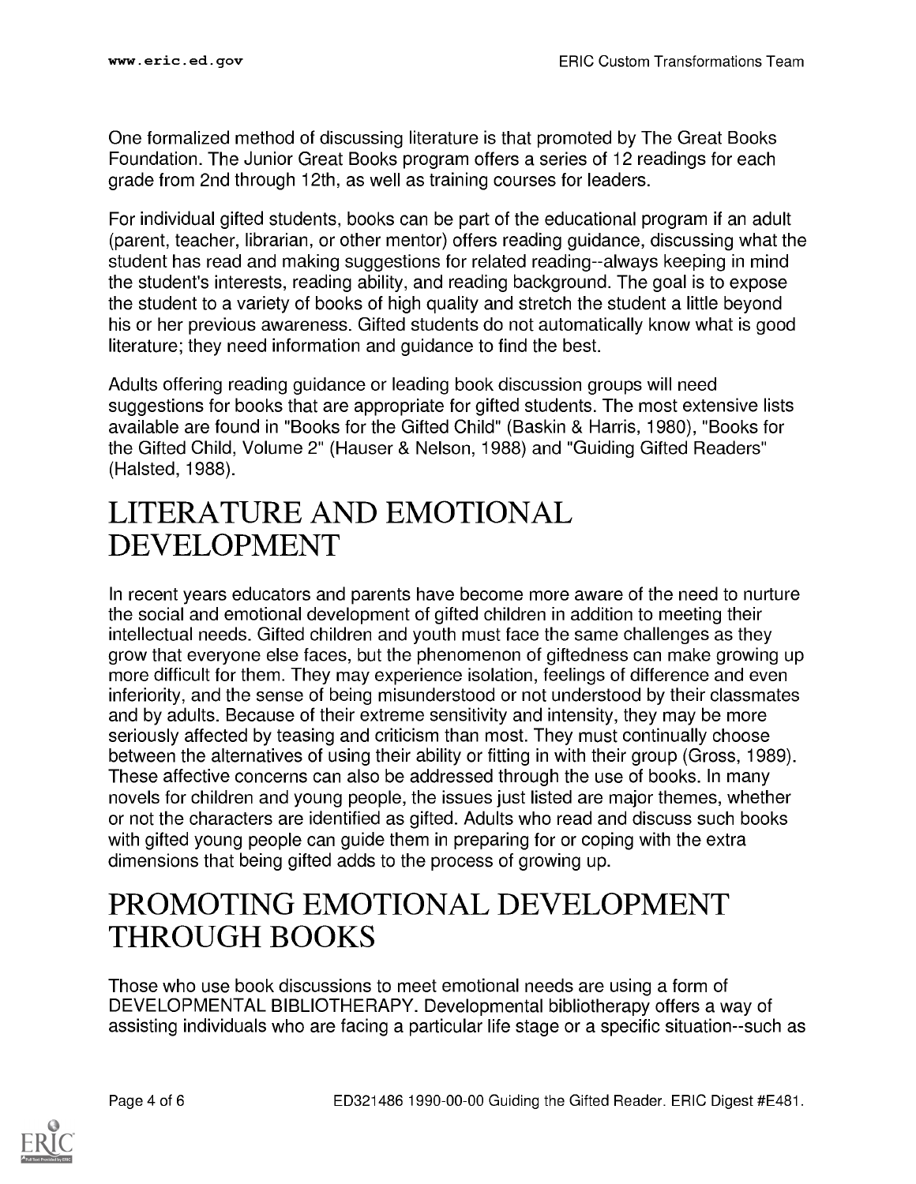One formalized method of discussing literature is that promoted by The Great Books Foundation. The Junior Great Books program offers a series of 12 readings for each grade from 2nd through 12th, as well as training courses for leaders.

For individual gifted students, books can be part of the educational program if an adult (parent, teacher, librarian, or other mentor) offers reading guidance, discussing what the student has read and making suggestions for related reading--always keeping in mind the student's interests, reading ability, and reading background. The goal is to expose the student to a variety of books of high quality and stretch the student a little beyond his or her previous awareness. Gifted students do not automatically know what is good literature; they need information and guidance to find the best.

Adults offering reading guidance or leading book discussion groups will need suggestions for books that are appropriate for gifted students. The most extensive lists available are found in "Books for the Gifted Child" (Baskin & Harris, 1980), "Books for the Gifted Child, Volume 2" (Hauser & Nelson, 1988) and "Guiding Gifted Readers" (Halsted, 1988).

# LITERATURE AND EMOTIONAL DEVELOPMENT

In recent years educators and parents have become more aware of the need to nurture the social and emotional development of gifted children in addition to meeting their intellectual needs. Gifted children and youth must face the same challenges as they grow that everyone else faces, but the phenomenon of giftedness can make growing up more difficult for them. They may experience isolation, feelings of difference and even inferiority, and the sense of being misunderstood or not understood by their classmates and by adults. Because of their extreme sensitivity and intensity, they may be more seriously affected by teasing and criticism than most. They must continually choose between the alternatives of using their ability or fitting in with their group (Gross, 1989). These affective concerns can also be addressed through the use of books. In many novels for children and young people, the issues just listed are major themes, whether or not the characters are identified as gifted. Adults who read and discuss such books with gifted young people can guide them in preparing for or coping with the extra dimensions that being gifted adds to the process of growing up.

# PROMOTING EMOTIONAL DEVELOPMENT THROUGH BOOKS

Those who use book discussions to meet emotional needs are using a form of DEVELOPMENTAL BIBLIOTHERAPY. Developmental bibliotherapy offers a way of assisting individuals who are facing a particular life stage or a specific situation--such as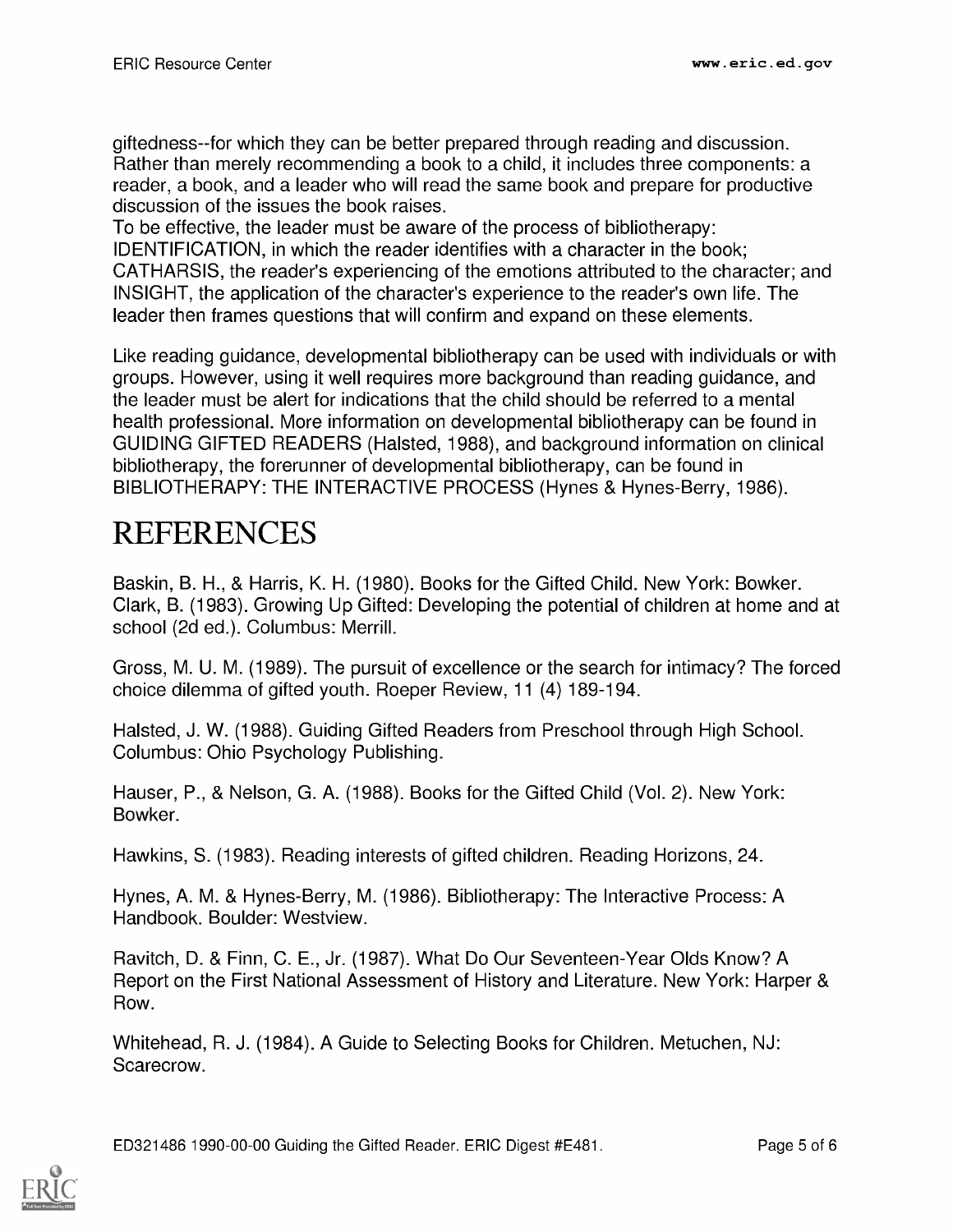giftedness--for which they can be better prepared through reading and discussion. Rather than merely recommending a book to a child, it includes three components: a reader, a book, and a leader who will read the same book and prepare for productive discussion of the issues the book raises.

To be effective, the leader must be aware of the process of bibliotherapy: IDENTIFICATION, in which the reader identifies with a character in the book; CATHARSIS, the reader's experiencing of the emotions attributed to the character; and INSIGHT, the application of the character's experience to the reader's own life. The leader then frames questions that will confirm and expand on these elements.

Like reading guidance, developmental bibliotherapy can be used with individuals or with groups. However, using it well requires more background than reading guidance, and the leader must be alert for indications that the child should be referred to a mental health professional. More information on developmental bibliotherapy can be found in GUIDING GIFTED READERS (Halsted, 1988), and background information on clinical bibliotherapy, the forerunner of developmental bibliotherapy, can be found in BIBLIOTHERAPY: THE INTERACTIVE PROCESS (Hynes & Hynes-Berry, 1986).

# REFERENCES

Baskin, B. H., & Harris, K. H. (1980). Books for the Gifted Child. New York: Bowker.

Clark, B. (1983). Growing Up Gifted: Developing the potential of children at home and at school (2d ed.). Columbus: Merrill.

Gross, M. U. M. (1989). The pursuit of excellence or the search for intimacy? The forced choice dilemma of gifted youth. Roeper Review, 11 (4) 189-194.

Halsted, J. W. (1988). Guiding Gifted Readers from Preschool through High School. Columbus: Ohio Psychology Publishing.

Hauser, P., & Nelson, G. A. (1988). Books for the Gifted Child (Vol. 2). New York: Bowker.

Hawkins, S. (1983). Reading interests of gifted children. Reading Horizons, 24.

Hynes, A. M. & Hynes-Berry, M. (1986). Bibliotherapy: The Interactive Process: A Handbook. Boulder: Westview.

Ravitch, D. & Finn, C. E., Jr. (1987). What Do Our Seventeen-Year Olds Know? A Report on the First National Assessment of History and Literature. New York: Harper & Row.

Whitehead, R. J. (1984). A Guide to Selecting Books for Children. Metuchen, NJ: Scarecrow.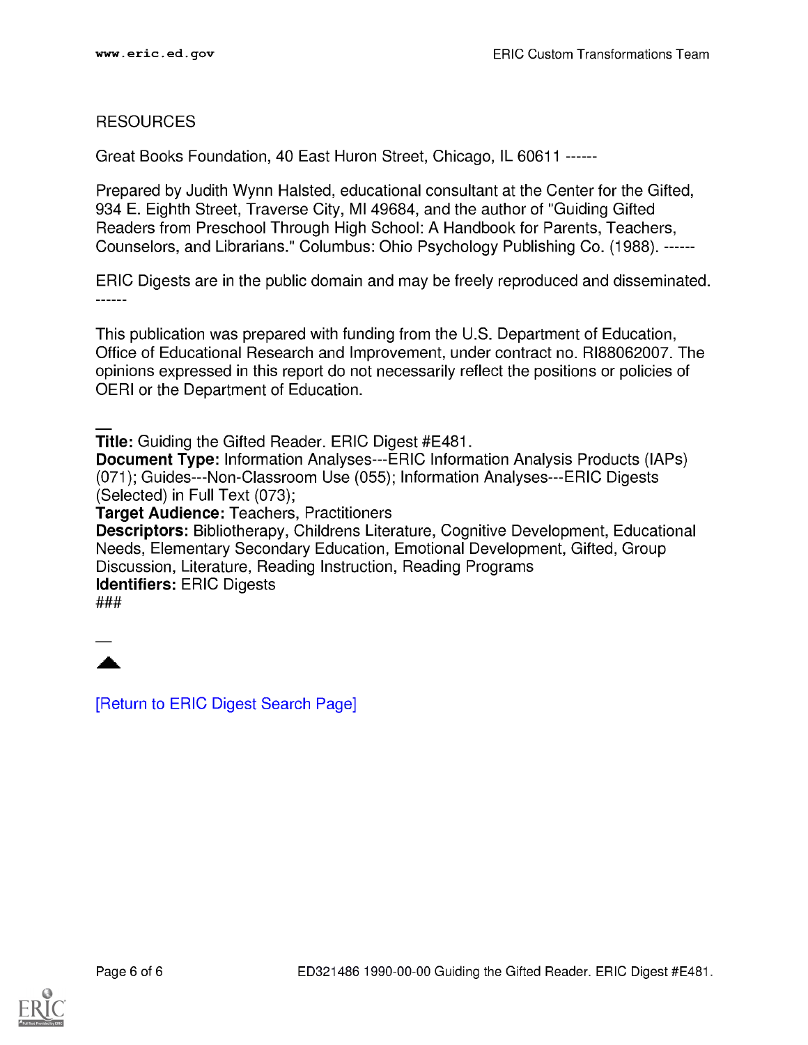RESOURCES

Great Books Foundation, 40 East Huron Street, Chicago, IL 60611 ------

Prepared by Judith Wynn Halsted, educational consultant at the Center for the Gifted, 934 E. Eighth Street, Traverse City, MI 49684, and the author of "Guiding Gifted Readers from Preschool Through High School: A Handbook for Parents, Teachers, Counselors, and Librarians." Columbus: Ohio Psychology Publishing Co. (1988). ------

ERIC Digests are in the public domain and may be freely reproduced and disseminated. ------

This publication was prepared with funding from the U.S. Department of Education, Office of Educational Research and Improvement, under contract no. RI88062007. The opinions expressed in this report do not necessarily reflect the positions or policies of OERI or the Department of Education.

---

**Title:** Guiding the Gifted Reader. ERIC Digest #E481.
**Document Type:** Information Analyses---ERIC Information Analysis Products (IAPs) (071); Guides---Non-Classroom Use (055); Information Analyses---ERIC Digests (Selected) in Full Text (073);
**Target Audience:** Teachers, Practitioners
**Descriptors:** Bibliotherapy, Childrens Literature, Cognitive Development, Educational Needs, Elementary Secondary Education, Emotional Development, Gifted, Group Discussion, Literature, Reading Instruction, Reading Programs
**Identifiers:** ERIC Digests
###

---

[Return to ERIC Digest Search Page]